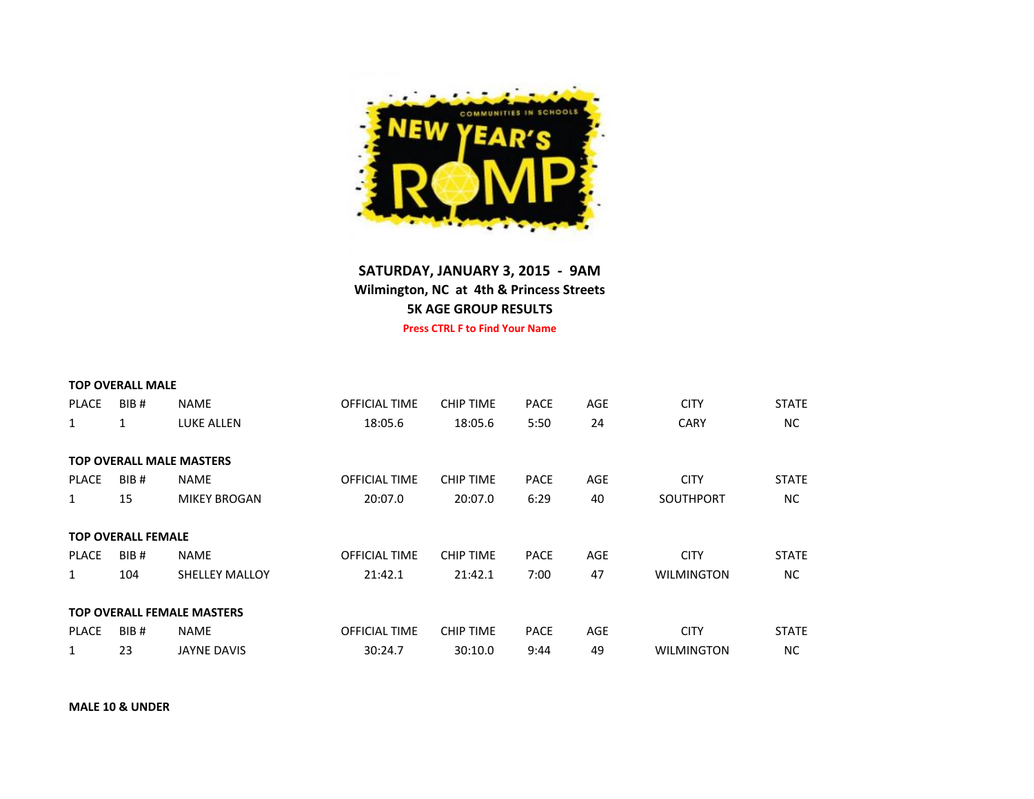COMMUNITIES IN SCHOOLS NEW YEAR'S ROMP

**SATURDAY, JANUARY 3, 2015 - 9AM**
**Wilmington, NC at 4th & Princess Streets**
**5K AGE GROUP RESULTS**
**Press CTRL F to Find Your Name**

**TOP OVERALL MALE**

| PLACE | BIB # | NAME | OFFICIAL TIME | CHIP TIME | PACE | AGE | CITY | STATE |
|---|---|---|---|---|---|---|---|---|
| 1 | 1 | LUKE ALLEN | 18:05.6 | 18:05.6 | 5:50 | 24 | CARY | NC |

**TOP OVERALL MALE MASTERS**

| PLACE | BIB # | NAME | OFFICIAL TIME | CHIP TIME | PACE | AGE | CITY | STATE |
|---|---|---|---|---|---|---|---|---|
| 1 | 15 | MIKEY BROGAN | 20:07.0 | 20:07.0 | 6:29 | 40 | SOUTHPORT | NC |

**TOP OVERALL FEMALE**

| PLACE | BIB # | NAME | OFFICIAL TIME | CHIP TIME | PACE | AGE | CITY | STATE |
|---|---|---|---|---|---|---|---|---|
| 1 | 104 | SHELLEY MALLOY | 21:42.1 | 21:42.1 | 7:00 | 47 | WILMINGTON | NC |

**TOP OVERALL FEMALE MASTERS**

| PLACE | BIB # | NAME | OFFICIAL TIME | CHIP TIME | PACE | AGE | CITY | STATE |
|---|---|---|---|---|---|---|---|---|
| 1 | 23 | JAYNE DAVIS | 30:24.7 | 30:10.0 | 9:44 | 49 | WILMINGTON | NC |

**MALE 10 & UNDER**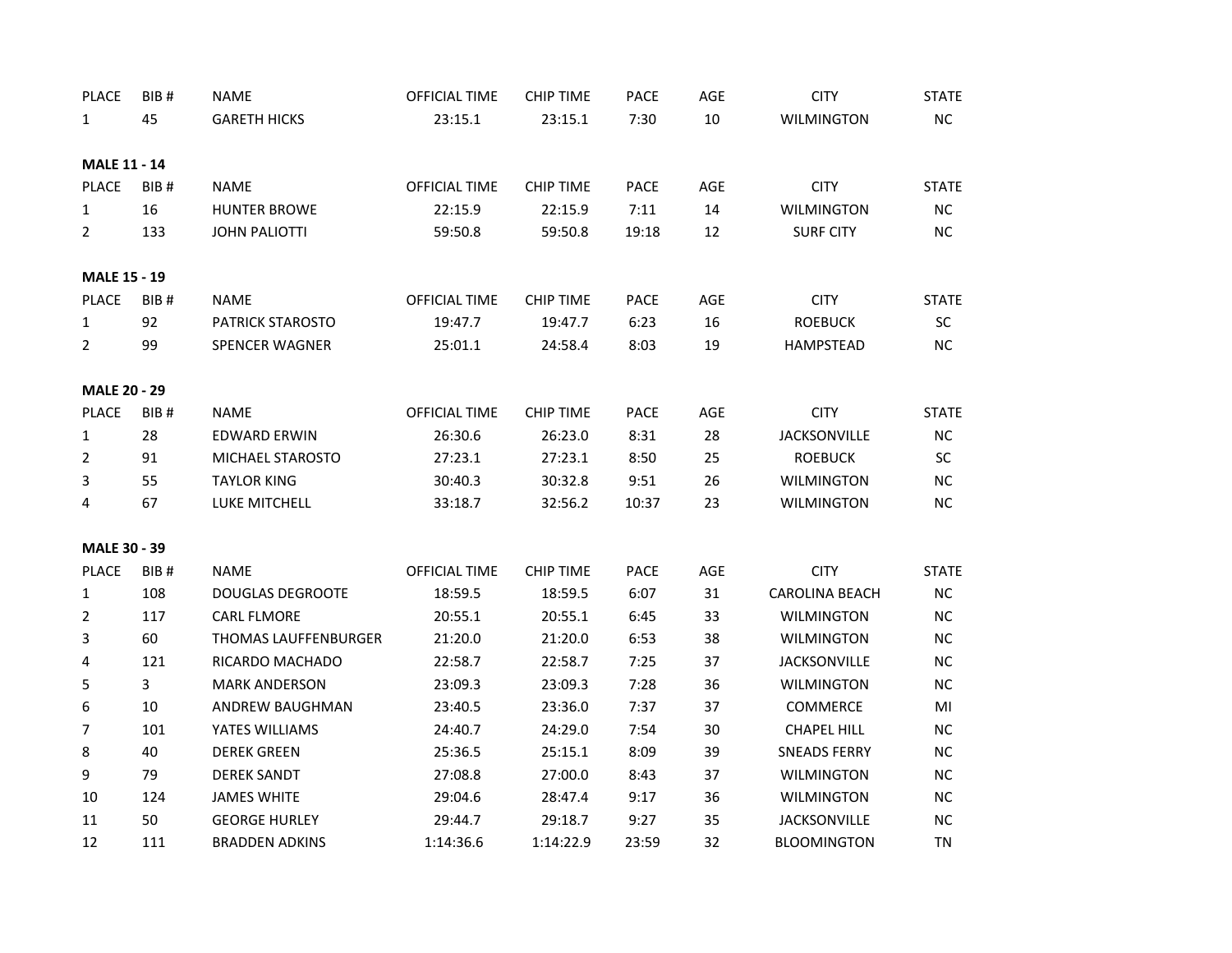| PLACE | BIB # | NAME | OFFICIAL TIME | CHIP TIME | PACE | AGE | CITY | STATE |
|---|---|---|---|---|---|---|---|---|
| 1 | 45 | GARETH HICKS | 23:15.1 | 23:15.1 | 7:30 | 10 | WILMINGTON | NC |

**MALE 11 - 14**

| PLACE | BIB # | NAME | OFFICIAL TIME | CHIP TIME | PACE | AGE | CITY | STATE |
|---|---|---|---|---|---|---|---|---|
| 1 | 16 | HUNTER BROWE | 22:15.9 | 22:15.9 | 7:11 | 14 | WILMINGTON | NC |
| 2 | 133 | JOHN PALIOTTI | 59:50.8 | 59:50.8 | 19:18 | 12 | SURF CITY | NC |

**MALE 15 - 19**

| PLACE | BIB # | NAME | OFFICIAL TIME | CHIP TIME | PACE | AGE | CITY | STATE |
|---|---|---|---|---|---|---|---|---|
| 1 | 92 | PATRICK STAROSTO | 19:47.7 | 19:47.7 | 6:23 | 16 | ROEBUCK | SC |
| 2 | 99 | SPENCER WAGNER | 25:01.1 | 24:58.4 | 8:03 | 19 | HAMPSTEAD | NC |

**MALE 20 - 29**

| PLACE | BIB # | NAME | OFFICIAL TIME | CHIP TIME | PACE | AGE | CITY | STATE |
|---|---|---|---|---|---|---|---|---|
| 1 | 28 | EDWARD ERWIN | 26:30.6 | 26:23.0 | 8:31 | 28 | JACKSONVILLE | NC |
| 2 | 91 | MICHAEL STAROSTO | 27:23.1 | 27:23.1 | 8:50 | 25 | ROEBUCK | SC |
| 3 | 55 | TAYLOR KING | 30:40.3 | 30:32.8 | 9:51 | 26 | WILMINGTON | NC |
| 4 | 67 | LUKE MITCHELL | 33:18.7 | 32:56.2 | 10:37 | 23 | WILMINGTON | NC |

**MALE 30 - 39**

| PLACE | BIB # | NAME | OFFICIAL TIME | CHIP TIME | PACE | AGE | CITY | STATE |
|---|---|---|---|---|---|---|---|---|
| 1 | 108 | DOUGLAS DEGROOTE | 18:59.5 | 18:59.5 | 6:07 | 31 | CAROLINA BEACH | NC |
| 2 | 117 | CARL FLMORE | 20:55.1 | 20:55.1 | 6:45 | 33 | WILMINGTON | NC |
| 3 | 60 | THOMAS LAUFFENBURGER | 21:20.0 | 21:20.0 | 6:53 | 38 | WILMINGTON | NC |
| 4 | 121 | RICARDO MACHADO | 22:58.7 | 22:58.7 | 7:25 | 37 | JACKSONVILLE | NC |
| 5 | 3 | MARK ANDERSON | 23:09.3 | 23:09.3 | 7:28 | 36 | WILMINGTON | NC |
| 6 | 10 | ANDREW BAUGHMAN | 23:40.5 | 23:36.0 | 7:37 | 37 | COMMERCE | MI |
| 7 | 101 | YATES WILLIAMS | 24:40.7 | 24:29.0 | 7:54 | 30 | CHAPEL HILL | NC |
| 8 | 40 | DEREK GREEN | 25:36.5 | 25:15.1 | 8:09 | 39 | SNEADS FERRY | NC |
| 9 | 79 | DEREK SANDT | 27:08.8 | 27:00.0 | 8:43 | 37 | WILMINGTON | NC |
| 10 | 124 | JAMES WHITE | 29:04.6 | 28:47.4 | 9:17 | 36 | WILMINGTON | NC |
| 11 | 50 | GEORGE HURLEY | 29:44.7 | 29:18.7 | 9:27 | 35 | JACKSONVILLE | NC |
| 12 | 111 | BRADDEN ADKINS | 1:14:36.6 | 1:14:22.9 | 23:59 | 32 | BLOOMINGTON | TN |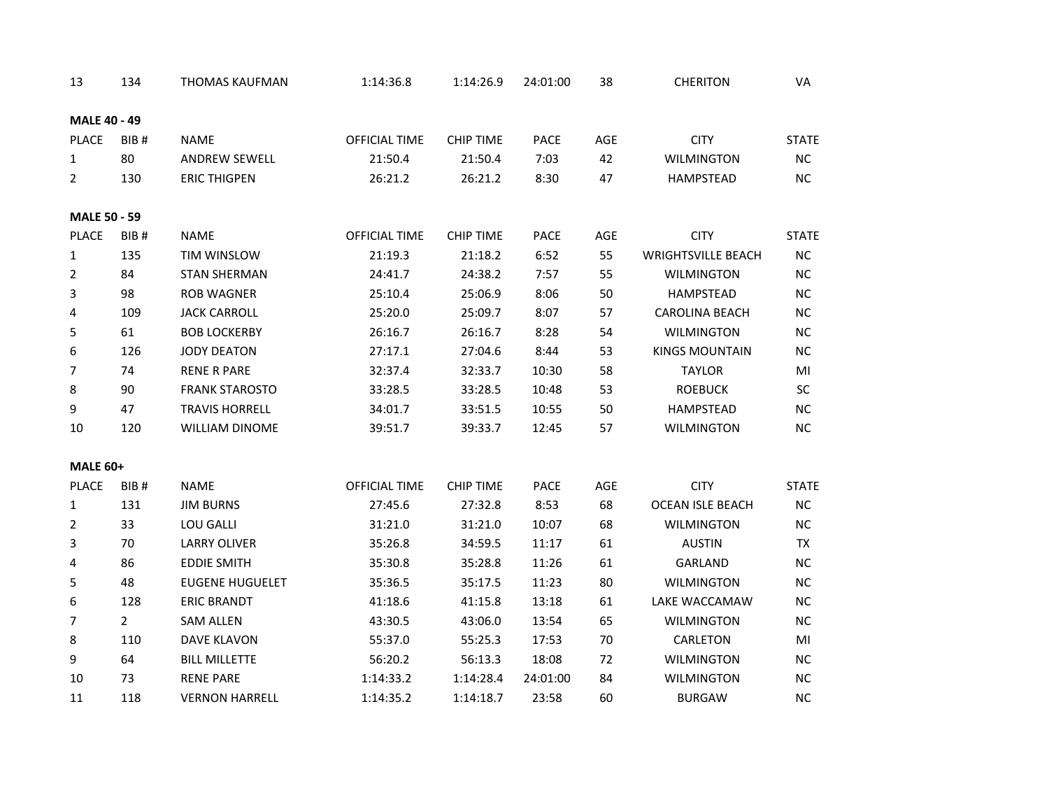| | | | | | | | | |
|---|---|---|---|---|---|---|---|---|
| 13 | 134 | THOMAS KAUFMAN | 1:14:36.8 | 1:14:26.9 | 24:01:00 | 38 | CHERITON | VA |

**MALE 40 - 49**

| PLACE | BIB # | NAME | OFFICIAL TIME | CHIP TIME | PACE | AGE | CITY | STATE |
|---|---|---|---|---|---|---|---|---|
| 1 | 80 | ANDREW SEWELL | 21:50.4 | 21:50.4 | 7:03 | 42 | WILMINGTON | NC |
| 2 | 130 | ERIC THIGPEN | 26:21.2 | 26:21.2 | 8:30 | 47 | HAMPSTEAD | NC |

**MALE 50 - 59**

| PLACE | BIB # | NAME | OFFICIAL TIME | CHIP TIME | PACE | AGE | CITY | STATE |
|---|---|---|---|---|---|---|---|---|
| 1 | 135 | TIM WINSLOW | 21:19.3 | 21:18.2 | 6:52 | 55 | WRIGHTSVILLE BEACH | NC |
| 2 | 84 | STAN SHERMAN | 24:41.7 | 24:38.2 | 7:57 | 55 | WILMINGTON | NC |
| 3 | 98 | ROB WAGNER | 25:10.4 | 25:06.9 | 8:06 | 50 | HAMPSTEAD | NC |
| 4 | 109 | JACK CARROLL | 25:20.0 | 25:09.7 | 8:07 | 57 | CAROLINA BEACH | NC |
| 5 | 61 | BOB LOCKERBY | 26:16.7 | 26:16.7 | 8:28 | 54 | WILMINGTON | NC |
| 6 | 126 | JODY DEATON | 27:17.1 | 27:04.6 | 8:44 | 53 | KINGS MOUNTAIN | NC |
| 7 | 74 | RENE R PARE | 32:37.4 | 32:33.7 | 10:30 | 58 | TAYLOR | MI |
| 8 | 90 | FRANK STAROSTO | 33:28.5 | 33:28.5 | 10:48 | 53 | ROEBUCK | SC |
| 9 | 47 | TRAVIS HORRELL | 34:01.7 | 33:51.5 | 10:55 | 50 | HAMPSTEAD | NC |
| 10 | 120 | WILLIAM DINOME | 39:51.7 | 39:33.7 | 12:45 | 57 | WILMINGTON | NC |

**MALE 60+**

| PLACE | BIB # | NAME | OFFICIAL TIME | CHIP TIME | PACE | AGE | CITY | STATE |
|---|---|---|---|---|---|---|---|---|
| 1 | 131 | JIM BURNS | 27:45.6 | 27:32.8 | 8:53 | 68 | OCEAN ISLE BEACH | NC |
| 2 | 33 | LOU GALLI | 31:21.0 | 31:21.0 | 10:07 | 68 | WILMINGTON | NC |
| 3 | 70 | LARRY OLIVER | 35:26.8 | 34:59.5 | 11:17 | 61 | AUSTIN | TX |
| 4 | 86 | EDDIE SMITH | 35:30.8 | 35:28.8 | 11:26 | 61 | GARLAND | NC |
| 5 | 48 | EUGENE HUGUELET | 35:36.5 | 35:17.5 | 11:23 | 80 | WILMINGTON | NC |
| 6 | 128 | ERIC BRANDT | 41:18.6 | 41:15.8 | 13:18 | 61 | LAKE WACCAMAW | NC |
| 7 | 2 | SAM ALLEN | 43:30.5 | 43:06.0 | 13:54 | 65 | WILMINGTON | NC |
| 8 | 110 | DAVE KLAVON | 55:37.0 | 55:25.3 | 17:53 | 70 | CARLETON | MI |
| 9 | 64 | BILL MILLETTE | 56:20.2 | 56:13.3 | 18:08 | 72 | WILMINGTON | NC |
| 10 | 73 | RENE PARE | 1:14:33.2 | 1:14:28.4 | 24:01:00 | 84 | WILMINGTON | NC |
| 11 | 118 | VERNON HARRELL | 1:14:35.2 | 1:14:18.7 | 23:58 | 60 | BURGAW | NC |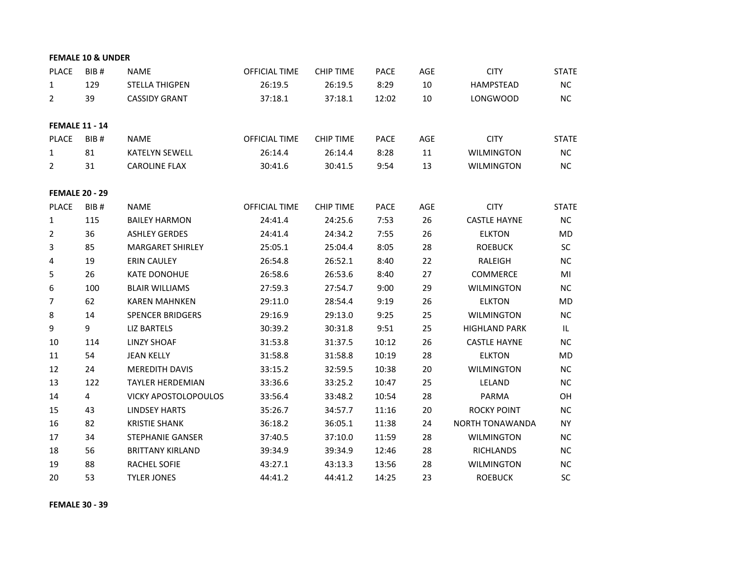**FEMALE 10 & UNDER**

| PLACE | BIB # | NAME | OFFICIAL TIME | CHIP TIME | PACE | AGE | CITY | STATE |
|---|---|---|---|---|---|---|---|---|
| 1 | 129 | STELLA THIGPEN | 26:19.5 | 26:19.5 | 8:29 | 10 | HAMPSTEAD | NC |
| 2 | 39 | CASSIDY GRANT | 37:18.1 | 37:18.1 | 12:02 | 10 | LONGWOOD | NC |

**FEMALE 11 - 14**

| PLACE | BIB # | NAME | OFFICIAL TIME | CHIP TIME | PACE | AGE | CITY | STATE |
|---|---|---|---|---|---|---|---|---|
| 1 | 81 | KATELYN SEWELL | 26:14.4 | 26:14.4 | 8:28 | 11 | WILMINGTON | NC |
| 2 | 31 | CAROLINE FLAX | 30:41.6 | 30:41.5 | 9:54 | 13 | WILMINGTON | NC |

**FEMALE 20 - 29**

| PLACE | BIB # | NAME | OFFICIAL TIME | CHIP TIME | PACE | AGE | CITY | STATE |
|---|---|---|---|---|---|---|---|---|
| 1 | 115 | BAILEY HARMON | 24:41.4 | 24:25.6 | 7:53 | 26 | CASTLE HAYNE | NC |
| 2 | 36 | ASHLEY GERDES | 24:41.4 | 24:34.2 | 7:55 | 26 | ELKTON | MD |
| 3 | 85 | MARGARET SHIRLEY | 25:05.1 | 25:04.4 | 8:05 | 28 | ROEBUCK | SC |
| 4 | 19 | ERIN CAULEY | 26:54.8 | 26:52.1 | 8:40 | 22 | RALEIGH | NC |
| 5 | 26 | KATE DONOHUE | 26:58.6 | 26:53.6 | 8:40 | 27 | COMMERCE | MI |
| 6 | 100 | BLAIR WILLIAMS | 27:59.3 | 27:54.7 | 9:00 | 29 | WILMINGTON | NC |
| 7 | 62 | KAREN MAHNKEN | 29:11.0 | 28:54.4 | 9:19 | 26 | ELKTON | MD |
| 8 | 14 | SPENCER BRIDGERS | 29:16.9 | 29:13.0 | 9:25 | 25 | WILMINGTON | NC |
| 9 | 9 | LIZ BARTELS | 30:39.2 | 30:31.8 | 9:51 | 25 | HIGHLAND PARK | IL |
| 10 | 114 | LINZY SHOAF | 31:53.8 | 31:37.5 | 10:12 | 26 | CASTLE HAYNE | NC |
| 11 | 54 | JEAN KELLY | 31:58.8 | 31:58.8 | 10:19 | 28 | ELKTON | MD |
| 12 | 24 | MEREDITH DAVIS | 33:15.2 | 32:59.5 | 10:38 | 20 | WILMINGTON | NC |
| 13 | 122 | TAYLER HERDEMIAN | 33:36.6 | 33:25.2 | 10:47 | 25 | LELAND | NC |
| 14 | 4 | VICKY APOSTOLOPOULOS | 33:56.4 | 33:48.2 | 10:54 | 28 | PARMA | OH |
| 15 | 43 | LINDSEY HARTS | 35:26.7 | 34:57.7 | 11:16 | 20 | ROCKY POINT | NC |
| 16 | 82 | KRISTIE SHANK | 36:18.2 | 36:05.1 | 11:38 | 24 | NORTH TONAWANDA | NY |
| 17 | 34 | STEPHANIE GANSER | 37:40.5 | 37:10.0 | 11:59 | 28 | WILMINGTON | NC |
| 18 | 56 | BRITTANY KIRLAND | 39:34.9 | 39:34.9 | 12:46 | 28 | RICHLANDS | NC |
| 19 | 88 | RACHEL SOFIE | 43:27.1 | 43:13.3 | 13:56 | 28 | WILMINGTON | NC |
| 20 | 53 | TYLER JONES | 44:41.2 | 44:41.2 | 14:25 | 23 | ROEBUCK | SC |

**FEMALE 30 - 39**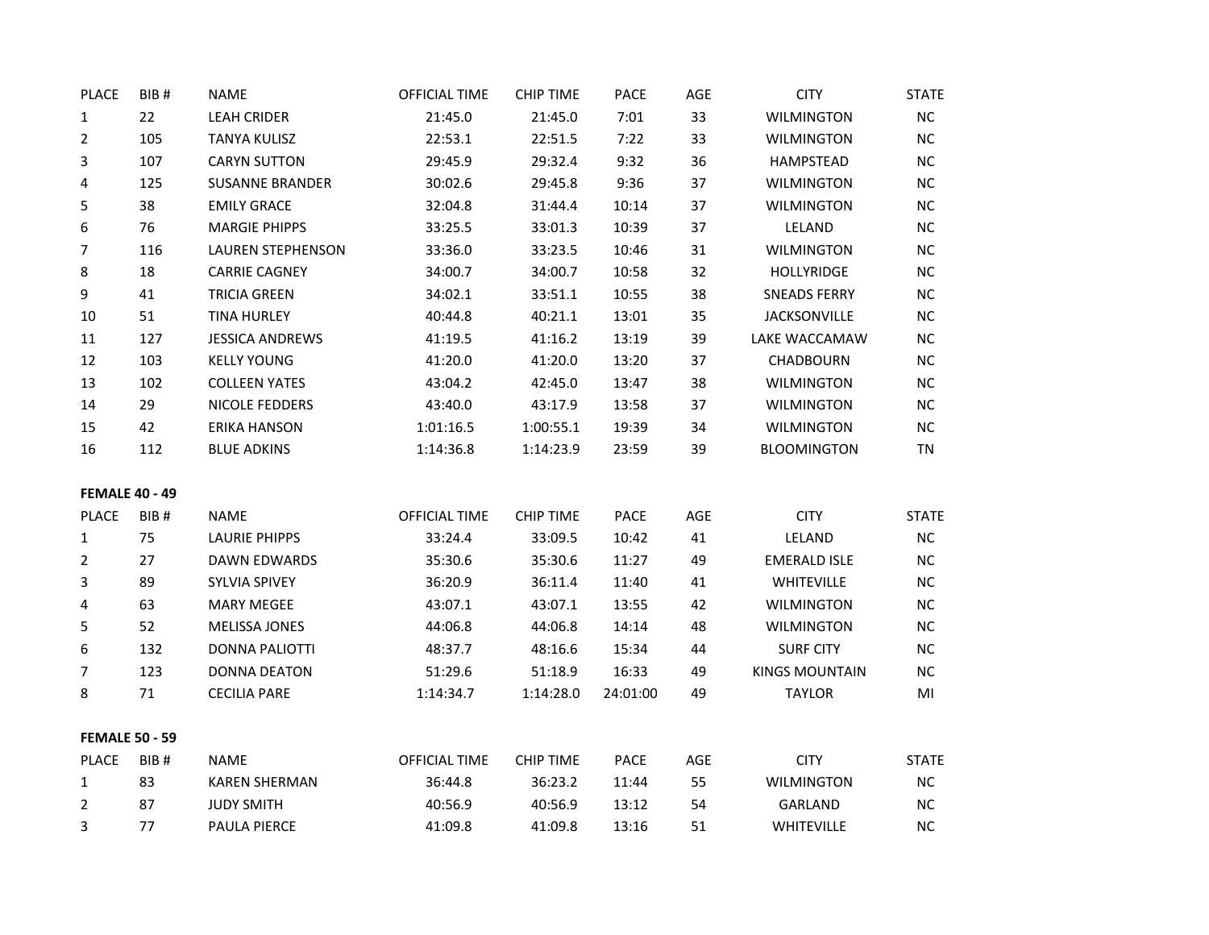| PLACE | BIB # | NAME | OFFICIAL TIME | CHIP TIME | PACE | AGE | CITY | STATE |
|---|---|---|---|---|---|---|---|---|
| 1 | 22 | LEAH CRIDER | 21:45.0 | 21:45.0 | 7:01 | 33 | WILMINGTON | NC |
| 2 | 105 | TANYA KULISZ | 22:53.1 | 22:51.5 | 7:22 | 33 | WILMINGTON | NC |
| 3 | 107 | CARYN SUTTON | 29:45.9 | 29:32.4 | 9:32 | 36 | HAMPSTEAD | NC |
| 4 | 125 | SUSANNE BRANDER | 30:02.6 | 29:45.8 | 9:36 | 37 | WILMINGTON | NC |
| 5 | 38 | EMILY GRACE | 32:04.8 | 31:44.4 | 10:14 | 37 | WILMINGTON | NC |
| 6 | 76 | MARGIE PHIPPS | 33:25.5 | 33:01.3 | 10:39 | 37 | LELAND | NC |
| 7 | 116 | LAUREN STEPHENSON | 33:36.0 | 33:23.5 | 10:46 | 31 | WILMINGTON | NC |
| 8 | 18 | CARRIE CAGNEY | 34:00.7 | 34:00.7 | 10:58 | 32 | HOLLYRIDGE | NC |
| 9 | 41 | TRICIA GREEN | 34:02.1 | 33:51.1 | 10:55 | 38 | SNEADS FERRY | NC |
| 10 | 51 | TINA HURLEY | 40:44.8 | 40:21.1 | 13:01 | 35 | JACKSONVILLE | NC |
| 11 | 127 | JESSICA ANDREWS | 41:19.5 | 41:16.2 | 13:19 | 39 | LAKE WACCAMAW | NC |
| 12 | 103 | KELLY YOUNG | 41:20.0 | 41:20.0 | 13:20 | 37 | CHADBOURN | NC |
| 13 | 102 | COLLEEN YATES | 43:04.2 | 42:45.0 | 13:47 | 38 | WILMINGTON | NC |
| 14 | 29 | NICOLE FEDDERS | 43:40.0 | 43:17.9 | 13:58 | 37 | WILMINGTON | NC |
| 15 | 42 | ERIKA HANSON | 1:01:16.5 | 1:00:55.1 | 19:39 | 34 | WILMINGTON | NC |
| 16 | 112 | BLUE ADKINS | 1:14:36.8 | 1:14:23.9 | 23:59 | 39 | BLOOMINGTON | TN |

**FEMALE 40 - 49**

| PLACE | BIB # | NAME | OFFICIAL TIME | CHIP TIME | PACE | AGE | CITY | STATE |
|---|---|---|---|---|---|---|---|---|
| 1 | 75 | LAURIE PHIPPS | 33:24.4 | 33:09.5 | 10:42 | 41 | LELAND | NC |
| 2 | 27 | DAWN EDWARDS | 35:30.6 | 35:30.6 | 11:27 | 49 | EMERALD ISLE | NC |
| 3 | 89 | SYLVIA SPIVEY | 36:20.9 | 36:11.4 | 11:40 | 41 | WHITEVILLE | NC |
| 4 | 63 | MARY MEGEE | 43:07.1 | 43:07.1 | 13:55 | 42 | WILMINGTON | NC |
| 5 | 52 | MELISSA JONES | 44:06.8 | 44:06.8 | 14:14 | 48 | WILMINGTON | NC |
| 6 | 132 | DONNA PALIOTTI | 48:37.7 | 48:16.6 | 15:34 | 44 | SURF CITY | NC |
| 7 | 123 | DONNA DEATON | 51:29.6 | 51:18.9 | 16:33 | 49 | KINGS MOUNTAIN | NC |
| 8 | 71 | CECILIA PARE | 1:14:34.7 | 1:14:28.0 | 24:01:00 | 49 | TAYLOR | MI |

**FEMALE 50 - 59**

| PLACE | BIB # | NAME | OFFICIAL TIME | CHIP TIME | PACE | AGE | CITY | STATE |
|---|---|---|---|---|---|---|---|---|
| 1 | 83 | KAREN SHERMAN | 36:44.8 | 36:23.2 | 11:44 | 55 | WILMINGTON | NC |
| 2 | 87 | JUDY SMITH | 40:56.9 | 40:56.9 | 13:12 | 54 | GARLAND | NC |
| 3 | 77 | PAULA PIERCE | 41:09.8 | 41:09.8 | 13:16 | 51 | WHITEVILLE | NC |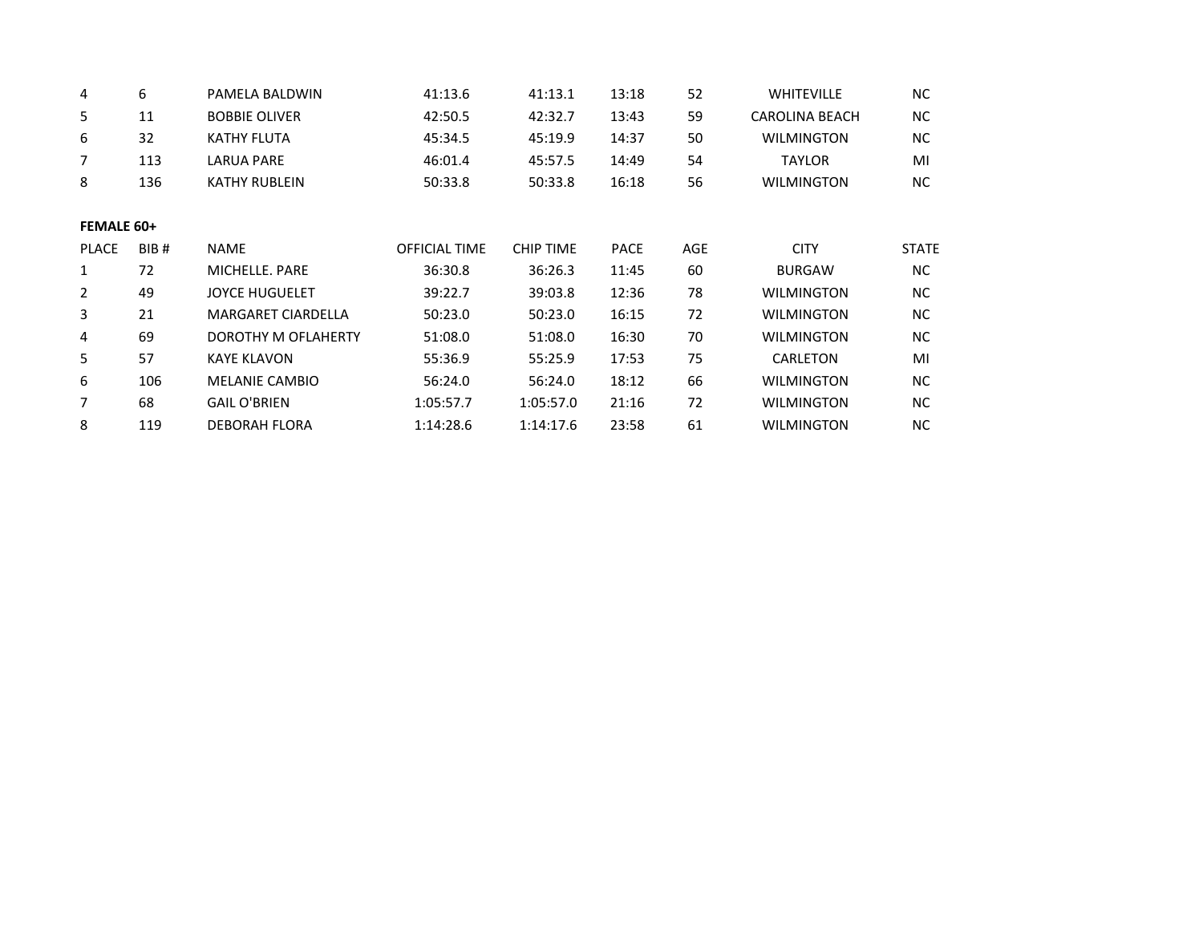| | | | | | | | | |
|---|---|---|---|---|---|---|---|---|
| 4 | 6 | PAMELA BALDWIN | 41:13.6 | 41:13.1 | 13:18 | 52 | WHITEVILLE | NC |
| 5 | 11 | BOBBIE OLIVER | 42:50.5 | 42:32.7 | 13:43 | 59 | CAROLINA BEACH | NC |
| 6 | 32 | KATHY FLUTA | 45:34.5 | 45:19.9 | 14:37 | 50 | WILMINGTON | NC |
| 7 | 113 | LARUA PARE | 46:01.4 | 45:57.5 | 14:49 | 54 | TAYLOR | MI |
| 8 | 136 | KATHY RUBLEIN | 50:33.8 | 50:33.8 | 16:18 | 56 | WILMINGTON | NC |

**FEMALE 60+**

| PLACE | BIB # | NAME | OFFICIAL TIME | CHIP TIME | PACE | AGE | CITY | STATE |
|---|---|---|---|---|---|---|---|---|
| 1 | 72 | MICHELLE. PARE | 36:30.8 | 36:26.3 | 11:45 | 60 | BURGAW | NC |
| 2 | 49 | JOYCE HUGUELET | 39:22.7 | 39:03.8 | 12:36 | 78 | WILMINGTON | NC |
| 3 | 21 | MARGARET CIARDELLA | 50:23.0 | 50:23.0 | 16:15 | 72 | WILMINGTON | NC |
| 4 | 69 | DOROTHY M OFLAHERTY | 51:08.0 | 51:08.0 | 16:30 | 70 | WILMINGTON | NC |
| 5 | 57 | KAYE KLAVON | 55:36.9 | 55:25.9 | 17:53 | 75 | CARLETON | MI |
| 6 | 106 | MELANIE CAMBIO | 56:24.0 | 56:24.0 | 18:12 | 66 | WILMINGTON | NC |
| 7 | 68 | GAIL O'BRIEN | 1:05:57.7 | 1:05:57.0 | 21:16 | 72 | WILMINGTON | NC |
| 8 | 119 | DEBORAH FLORA | 1:14:28.6 | 1:14:17.6 | 23:58 | 61 | WILMINGTON | NC |